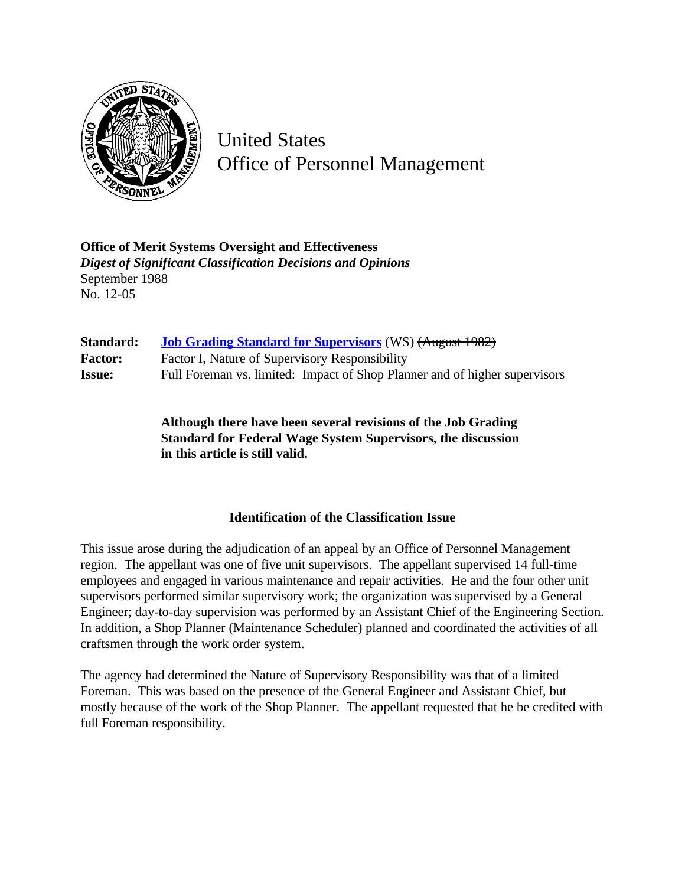United States
Office of Personnel Management

**Office of Merit Systems Oversight and Effectiveness**
***Digest of Significant Classification Decisions and Opinions***
September 1988
No. 12-05

| | |
|---|---|
| **Standard:** | **Job Grading Standard for Supervisors** (WS) ~~(August 1982)~~ |
| **Factor:** | Factor I, Nature of Supervisory Responsibility |
| **Issue:** | Full Foreman vs. limited: Impact of Shop Planner and of higher supervisors |

**Although there have been several revisions of the Job Grading Standard for Federal Wage System Supervisors, the discussion in this article is still valid.**

## Identification of the Classification Issue

This issue arose during the adjudication of an appeal by an Office of Personnel Management region. The appellant was one of five unit supervisors. The appellant supervised 14 full-time employees and engaged in various maintenance and repair activities. He and the four other unit supervisors performed similar supervisory work; the organization was supervised by a General Engineer; day-to-day supervision was performed by an Assistant Chief of the Engineering Section. In addition, a Shop Planner (Maintenance Scheduler) planned and coordinated the activities of all craftsmen through the work order system.

The agency had determined the Nature of Supervisory Responsibility was that of a limited Foreman. This was based on the presence of the General Engineer and Assistant Chief, but mostly because of the work of the Shop Planner. The appellant requested that he be credited with full Foreman responsibility.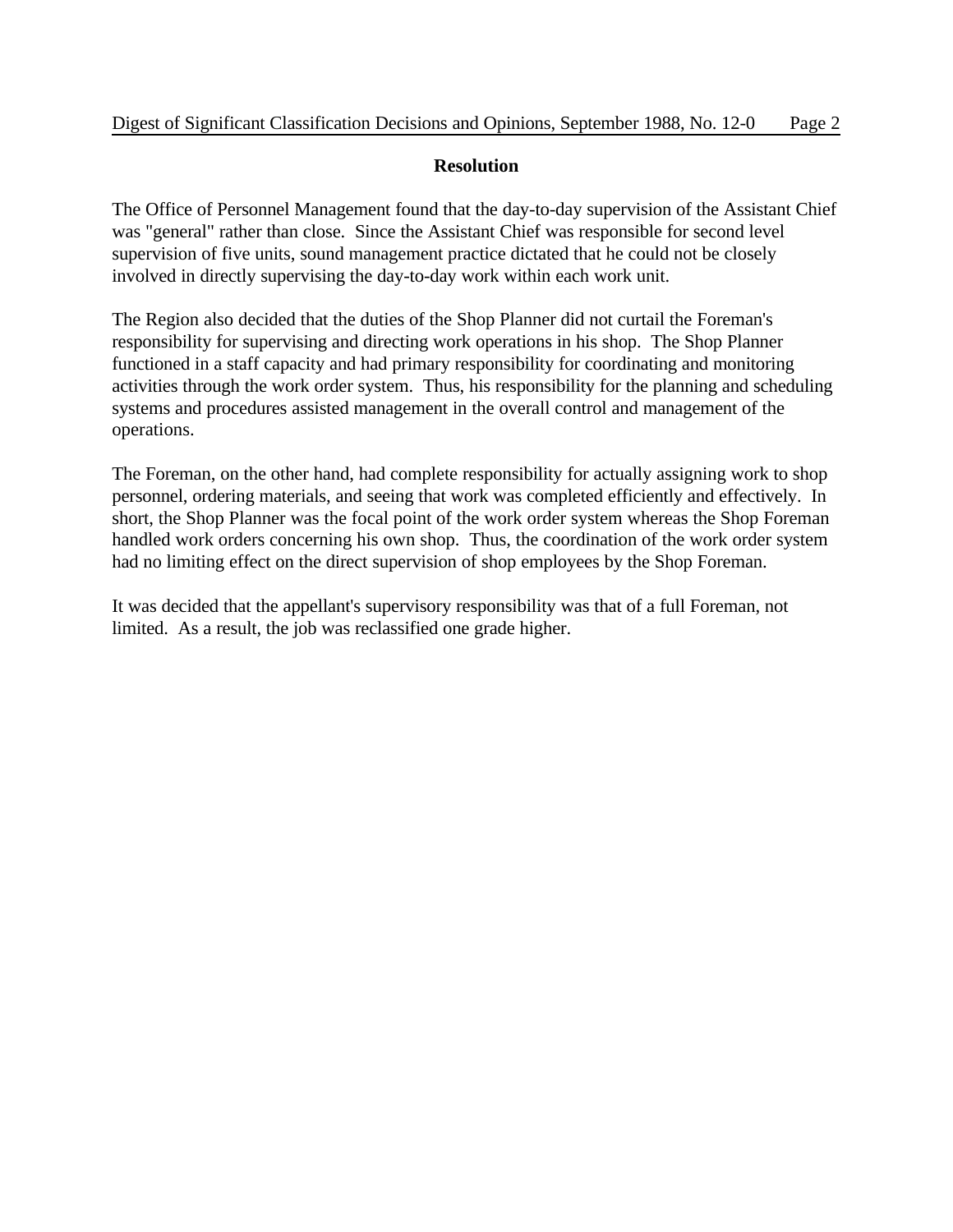**Resolution**

The Office of Personnel Management found that the day-to-day supervision of the Assistant Chief was "general" rather than close. Since the Assistant Chief was responsible for second level supervision of five units, sound management practice dictated that he could not be closely involved in directly supervising the day-to-day work within each work unit.

The Region also decided that the duties of the Shop Planner did not curtail the Foreman's responsibility for supervising and directing work operations in his shop. The Shop Planner functioned in a staff capacity and had primary responsibility for coordinating and monitoring activities through the work order system. Thus, his responsibility for the planning and scheduling systems and procedures assisted management in the overall control and management of the operations.

The Foreman, on the other hand, had complete responsibility for actually assigning work to shop personnel, ordering materials, and seeing that work was completed efficiently and effectively. In short, the Shop Planner was the focal point of the work order system whereas the Shop Foreman handled work orders concerning his own shop. Thus, the coordination of the work order system had no limiting effect on the direct supervision of shop employees by the Shop Foreman.

It was decided that the appellant's supervisory responsibility was that of a full Foreman, not limited. As a result, the job was reclassified one grade higher.